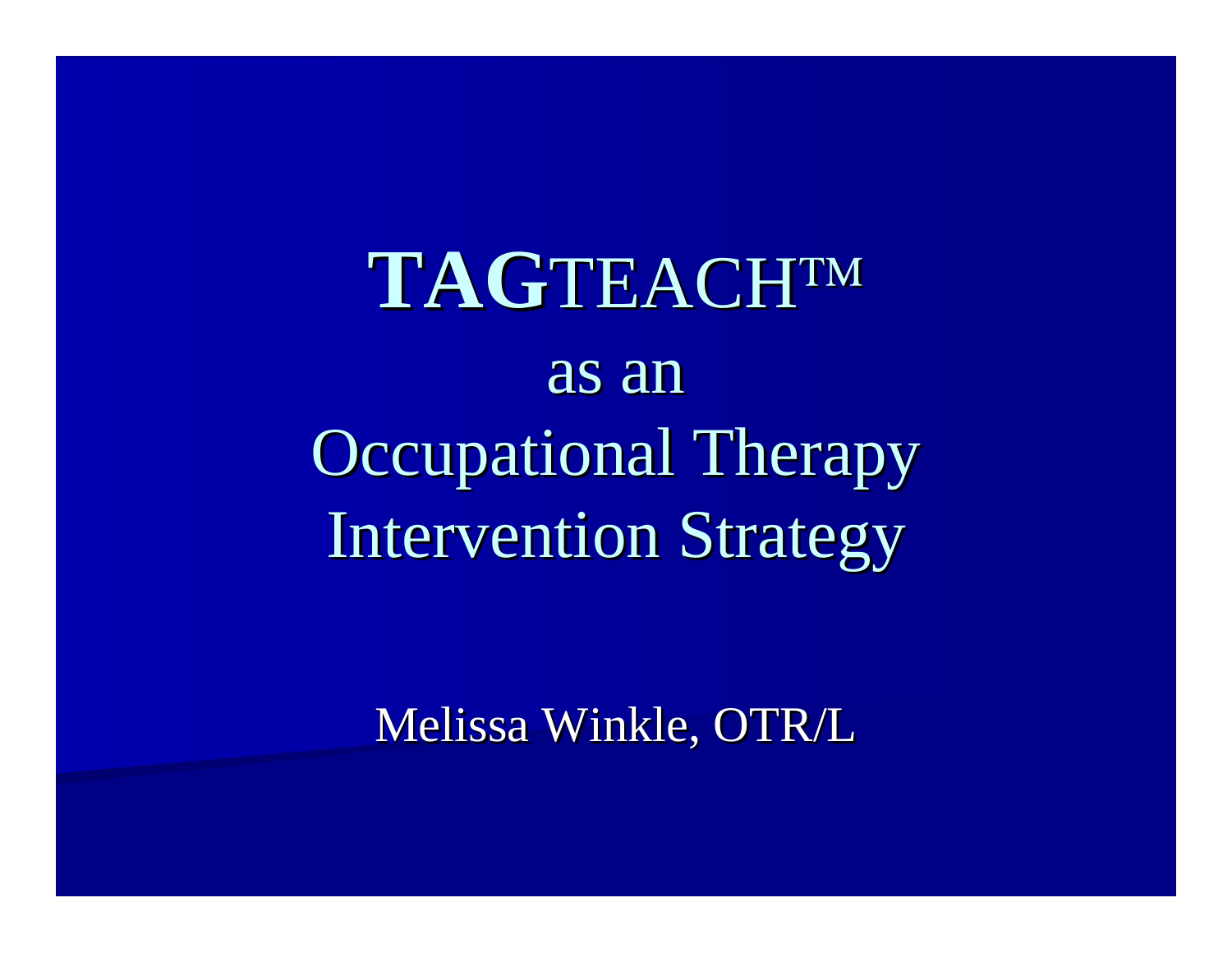# **TAG**TEACH™

## as an
## Occupational Therapy
## Intervention Strategy

Melissa Winkle, OTR/L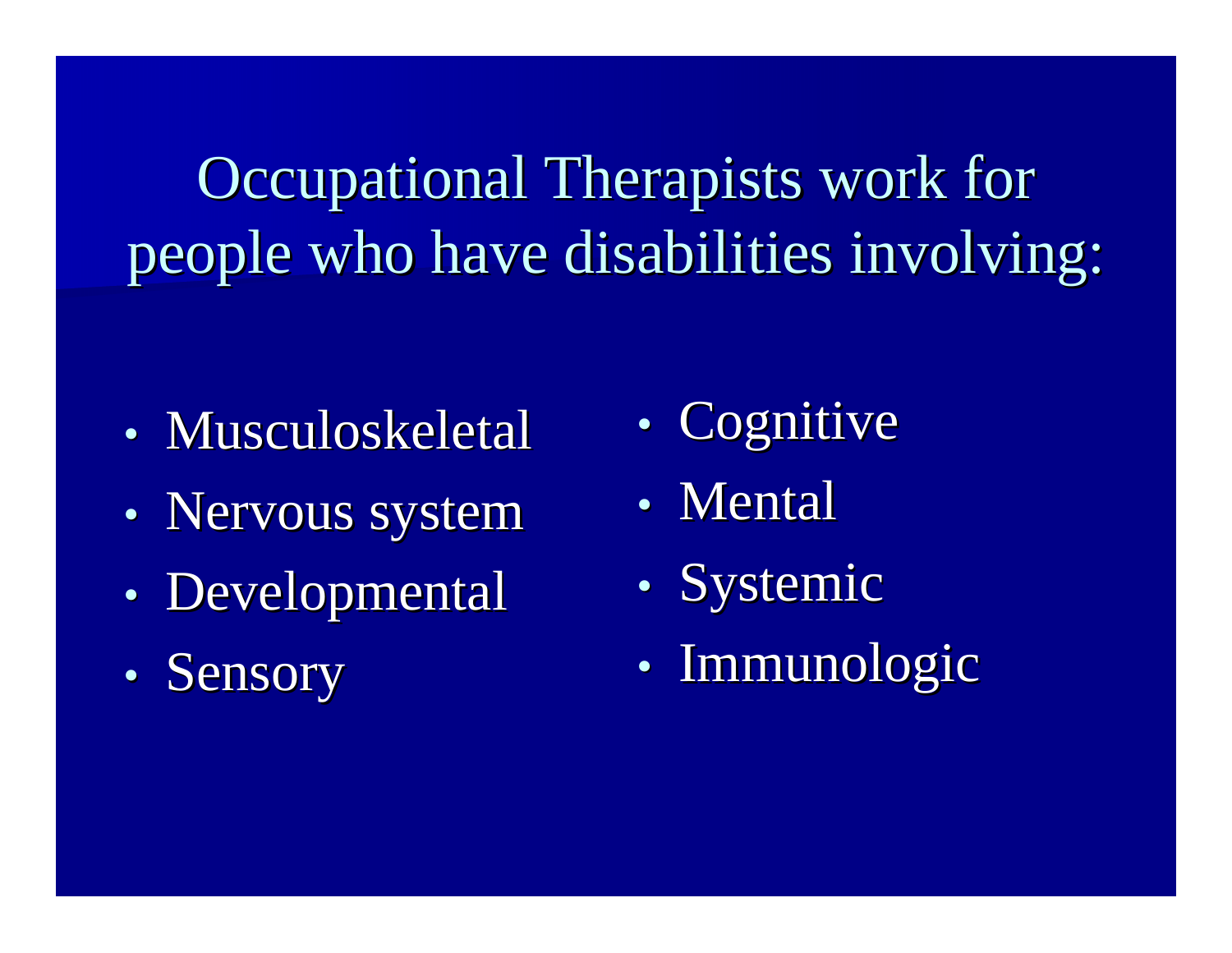# Occupational Therapists work for people who have disabilities involving:

- Musculoskeletal
- Nervous system
- Developmental
- Sensory
- Cognitive
- Mental
- Systemic
- Immunologic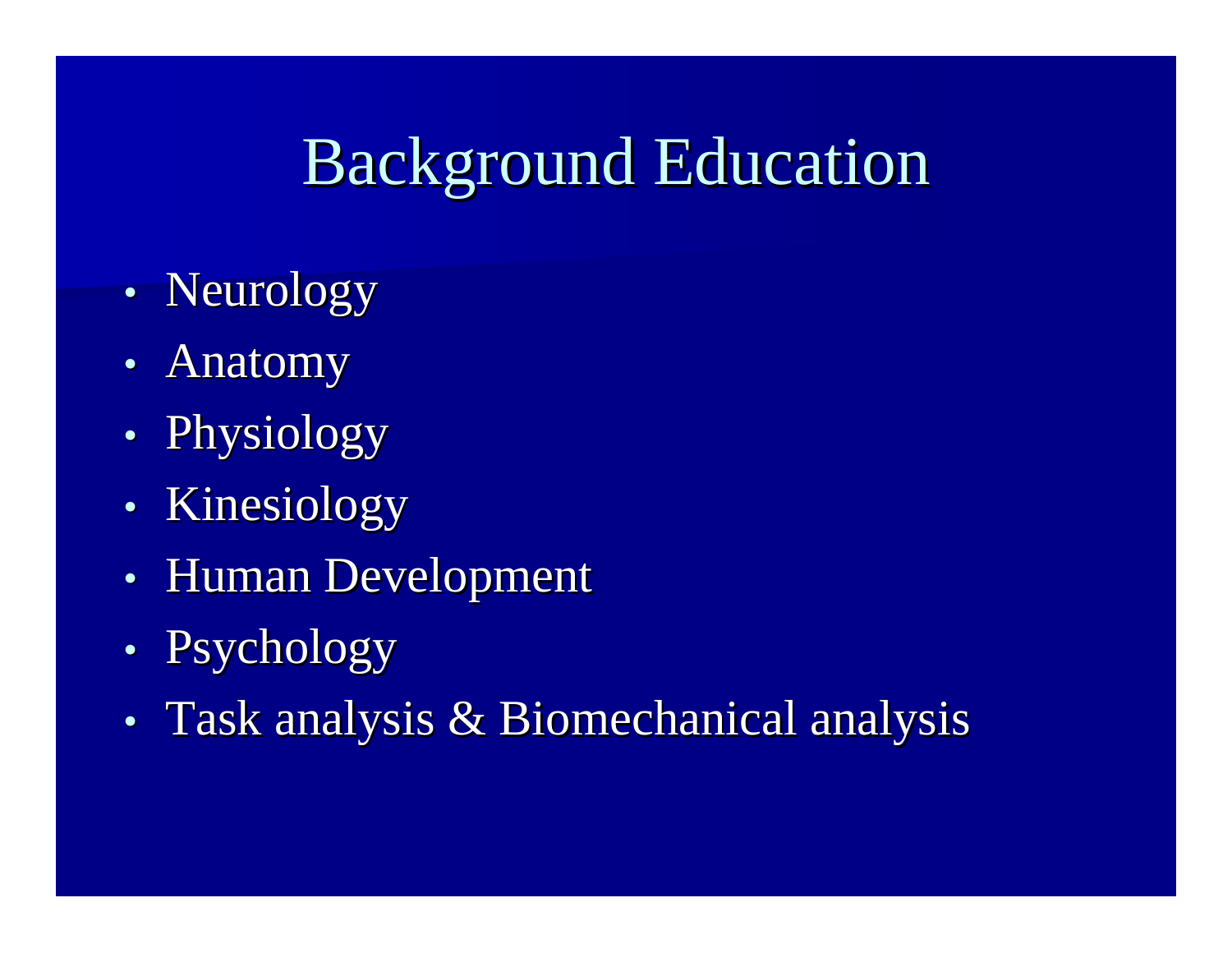# Background Education

- Neurology
- Anatomy
- Physiology
- Kinesiology
- Human Development
- Psychology
- Task analysis & Biomechanical analysis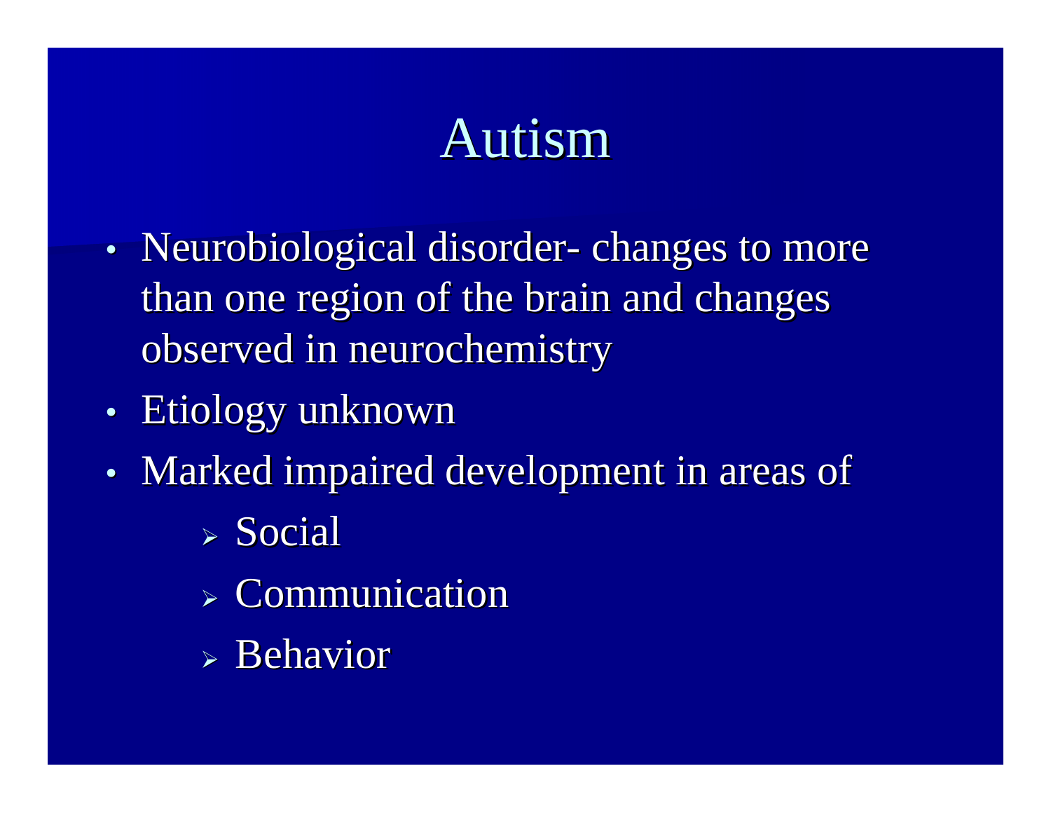# Autism

- Neurobiological disorder- changes to more than one region of the brain and changes observed in neurochemistry
- Etiology unknown
- Marked impaired development in areas of
  - Social
  - Communication
  - Behavior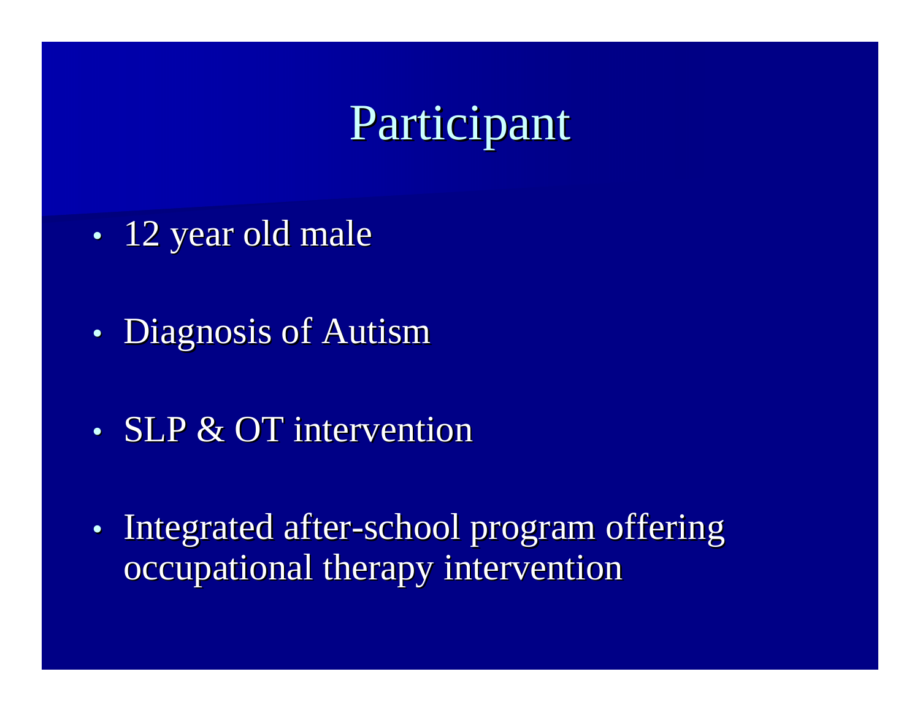# Participant

- 12 year old male
- Diagnosis of Autism
- SLP & OT intervention
- Integrated after-school program offering occupational therapy intervention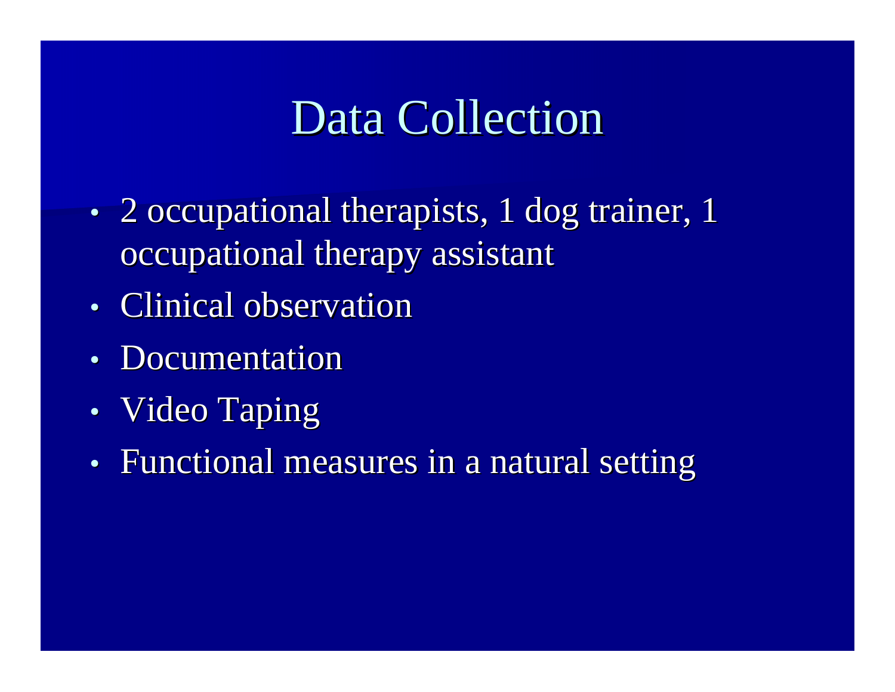# Data Collection

- 2 occupational therapists, 1 dog trainer, 1 occupational therapy assistant
- Clinical observation
- Documentation
- Video Taping
- Functional measures in a natural setting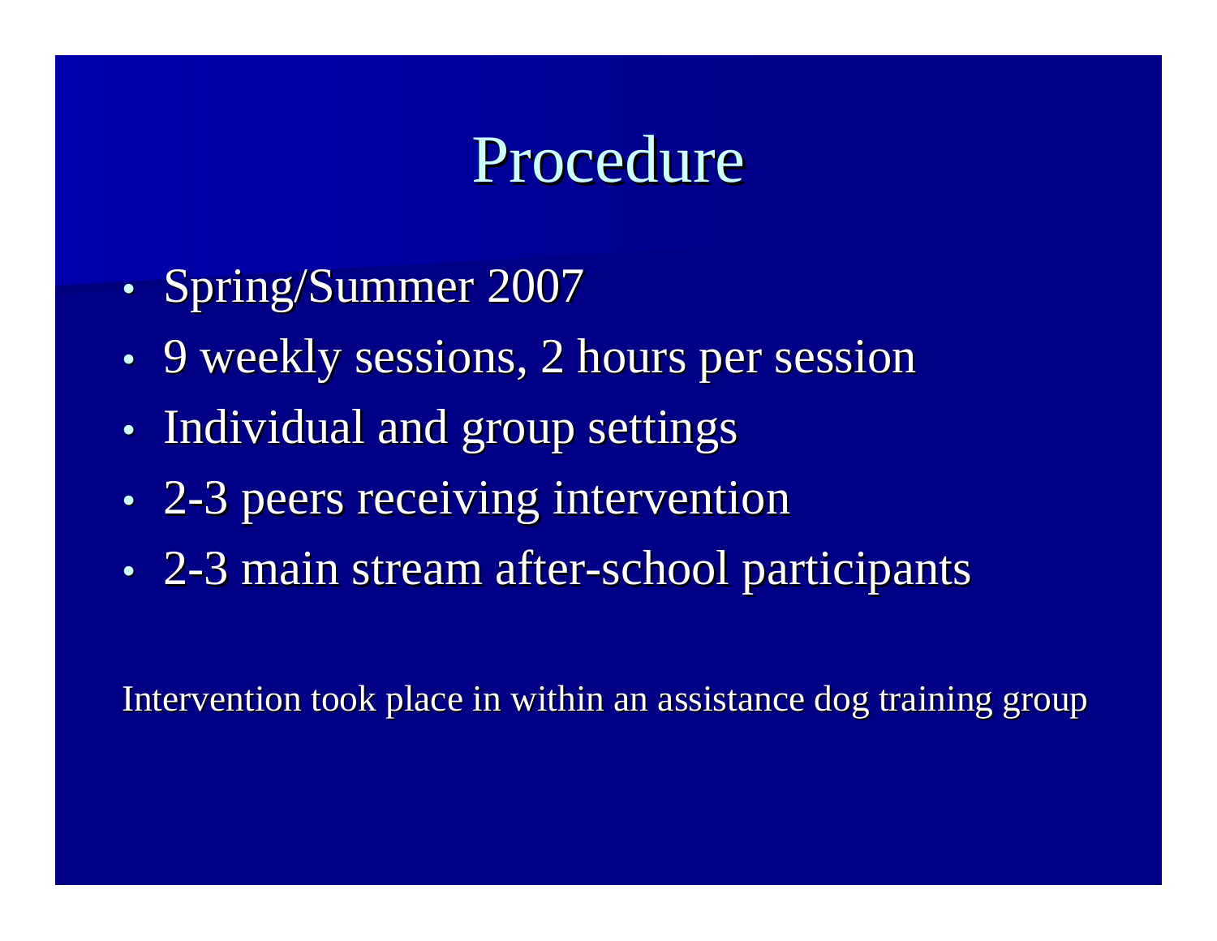# Procedure

- Spring/Summer 2007
- 9 weekly sessions, 2 hours per session
- Individual and group settings
- 2-3 peers receiving intervention
- 2-3 main stream after-school participants

Intervention took place in within an assistance dog training group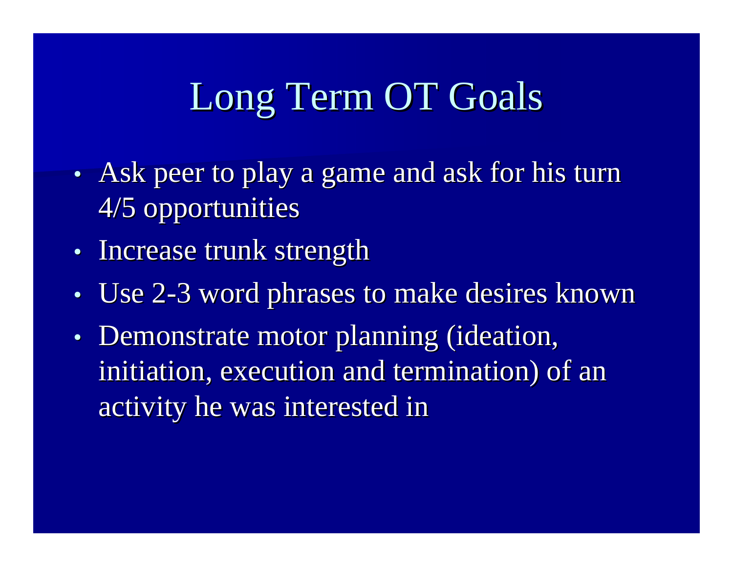# Long Term OT Goals

- Ask peer to play a game and ask for his turn 4/5 opportunities
- Increase trunk strength
- Use 2-3 word phrases to make desires known
- Demonstrate motor planning (ideation, initiation, execution and termination) of an activity he was interested in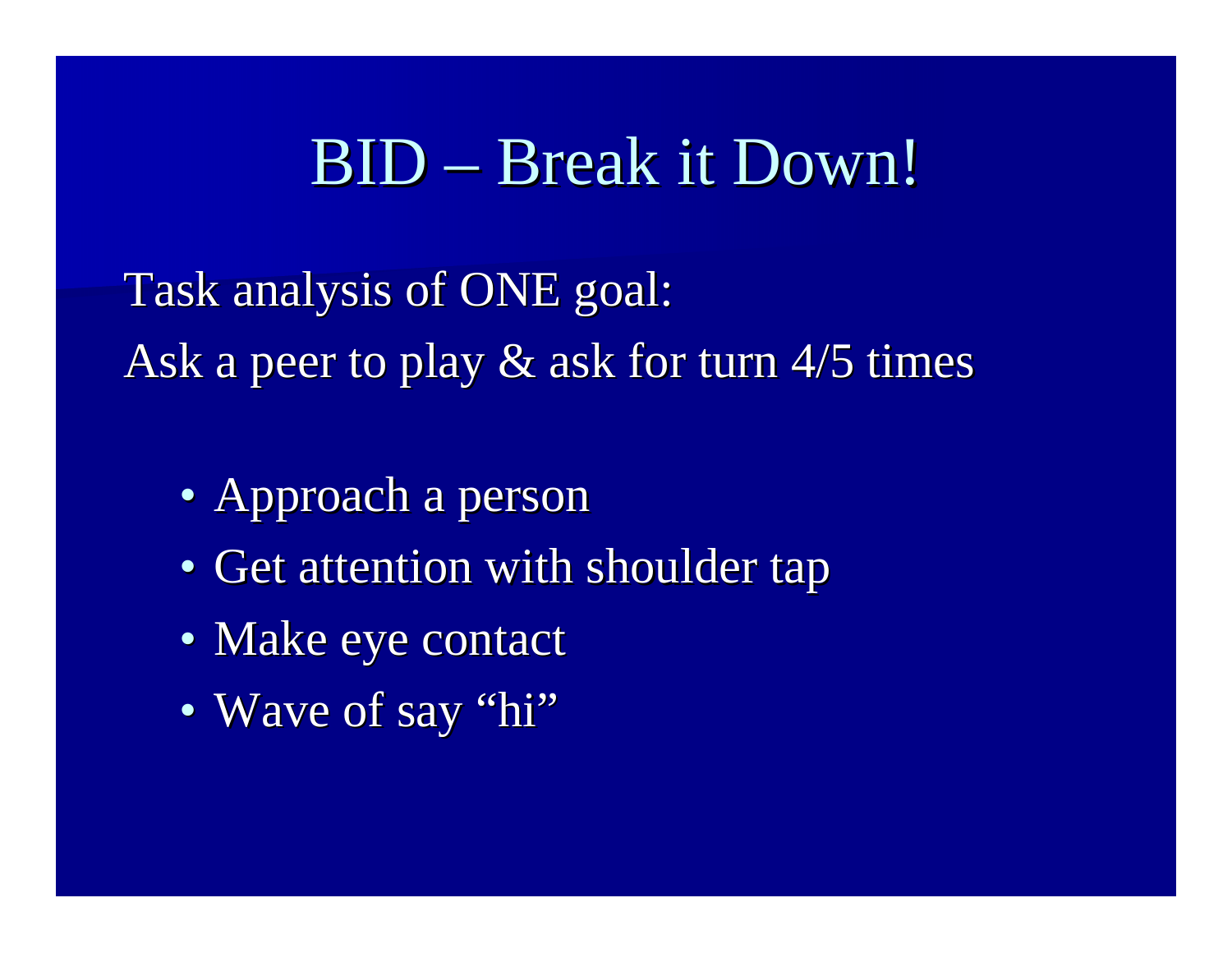# BID – Break it Down!

Task analysis of ONE goal:
Ask a peer to play & ask for turn 4/5 times

- Approach a person
- Get attention with shoulder tap
- Make eye contact
- Wave of say "hi"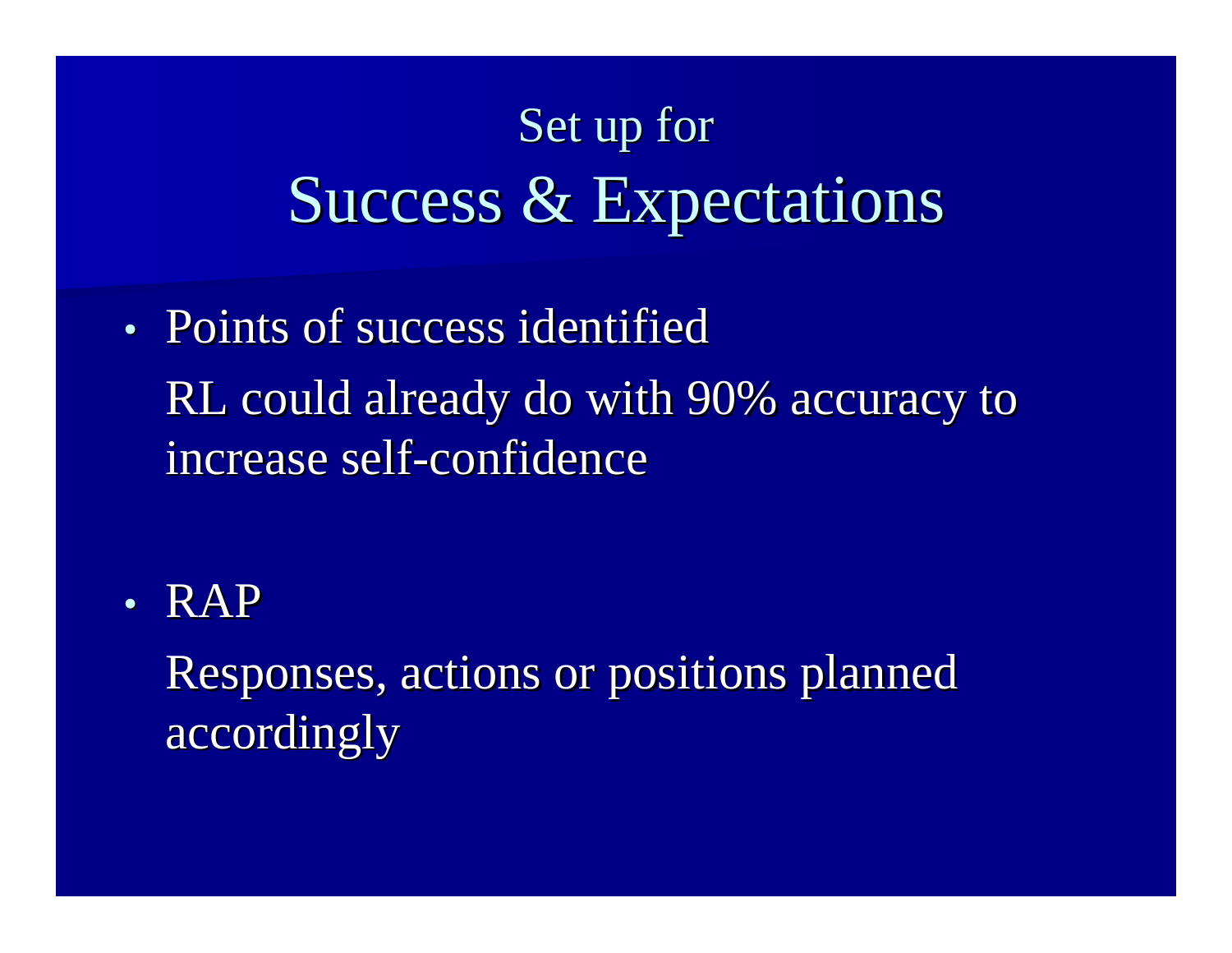# Set up for
# Success & Expectations

- Points of success identified

  RL could already do with 90% accuracy to increase self-confidence

- RAP

  Responses, actions or positions planned accordingly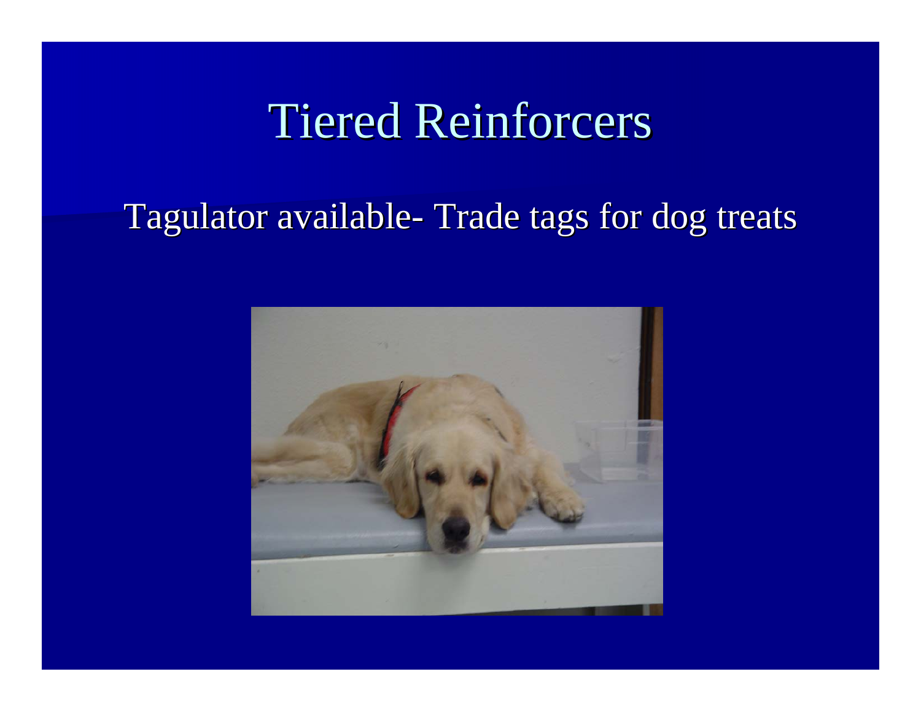# Tiered Reinforcers

Tagulator available- Trade tags for dog treats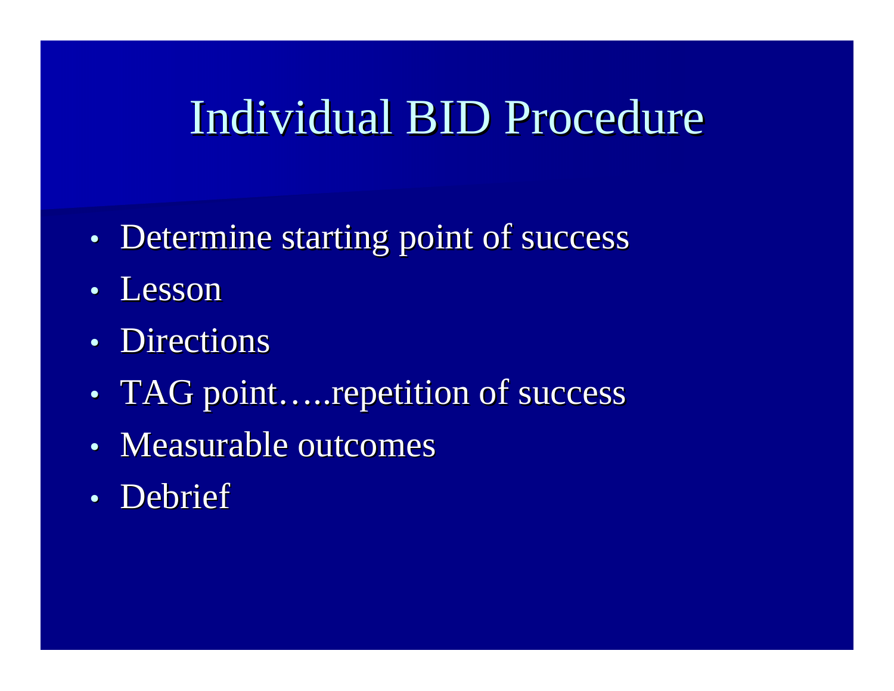# Individual BID Procedure

- Determine starting point of success
- Lesson
- Directions
- TAG point…..repetition of success
- Measurable outcomes
- Debrief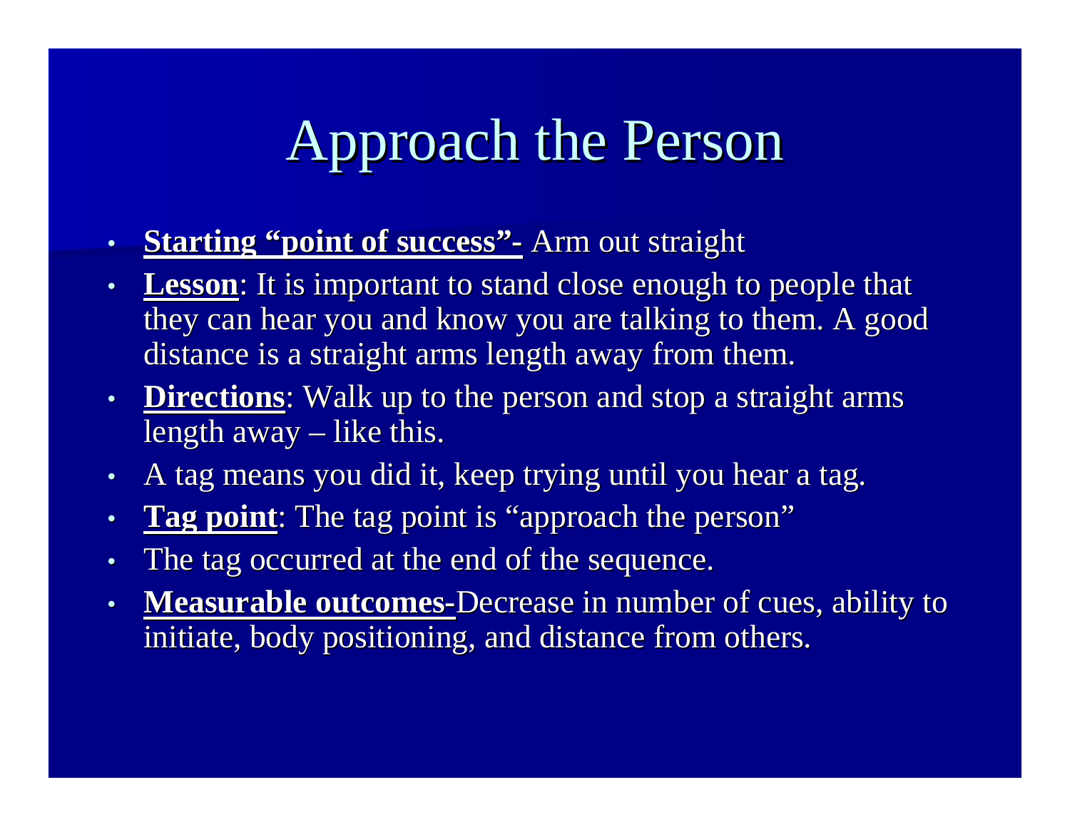# Approach the Person

- **Starting "point of success"-** Arm out straight
- **Lesson**: It is important to stand close enough to people that they can hear you and know you are talking to them. A good distance is a straight arms length away from them.
- **Directions**: Walk up to the person and stop a straight arms length away – like this.
- A tag means you did it, keep trying until you hear a tag.
- **Tag point**: The tag point is "approach the person"
- The tag occurred at the end of the sequence.
- **Measurable outcomes-**Decrease in number of cues, ability to initiate, body positioning, and distance from others.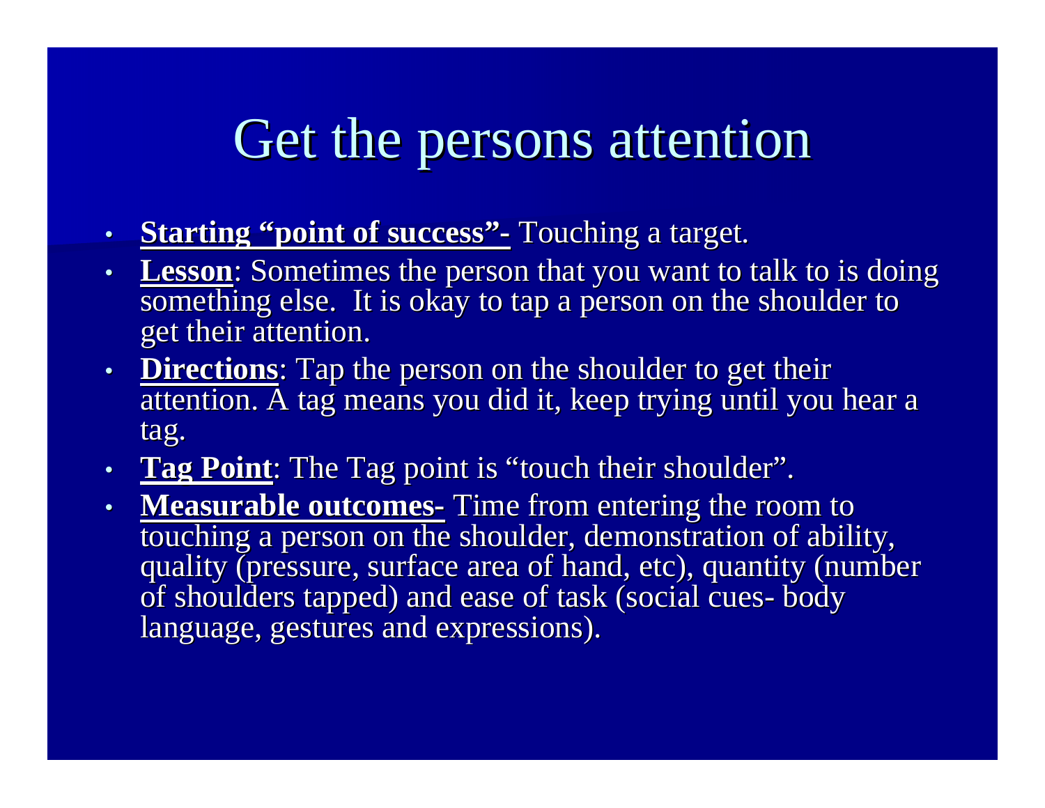# Get the persons attention

- **Starting "point of success"-** Touching a target.
- **Lesson**: Sometimes the person that you want to talk to is doing something else. It is okay to tap a person on the shoulder to get their attention.
- **Directions**: Tap the person on the shoulder to get their attention. A tag means you did it, keep trying until you hear a tag.
- **Tag Point**: The Tag point is "touch their shoulder".
- **Measurable outcomes-** Time from entering the room to touching a person on the shoulder, demonstration of ability, quality (pressure, surface area of hand, etc), quantity (number of shoulders tapped) and ease of task (social cues- body language, gestures and expressions).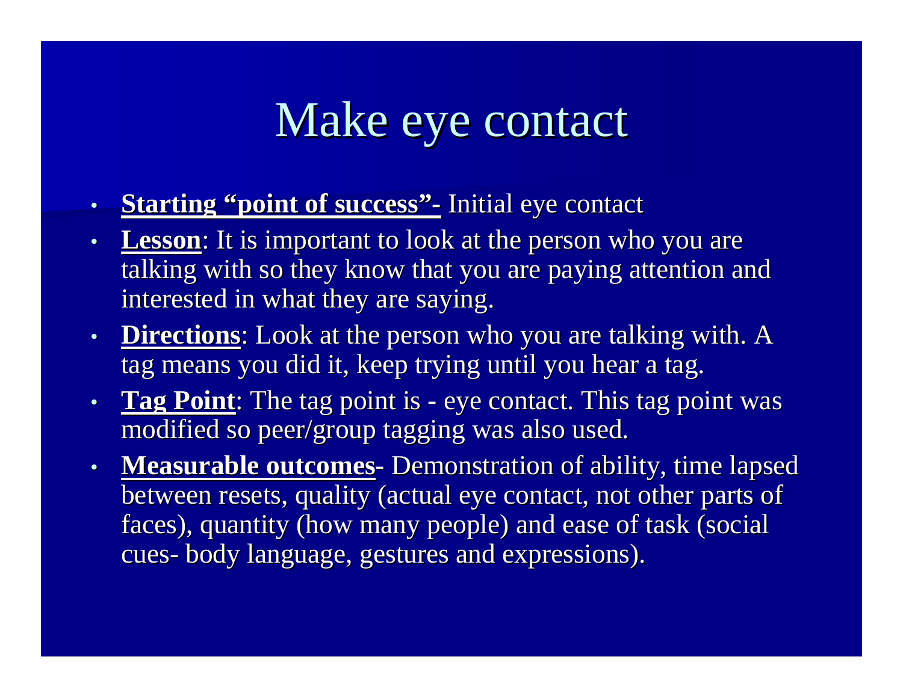# Make eye contact

- **Starting "point of success"-** Initial eye contact
- **Lesson**: It is important to look at the person who you are talking with so they know that you are paying attention and interested in what they are saying.
- **Directions**: Look at the person who you are talking with. A tag means you did it, keep trying until you hear a tag.
- **Tag Point**: The tag point is - eye contact. This tag point was modified so peer/group tagging was also used.
- **Measurable outcomes**- Demonstration of ability, time lapsed between resets, quality (actual eye contact, not other parts of faces), quantity (how many people) and ease of task (social cues- body language, gestures and expressions).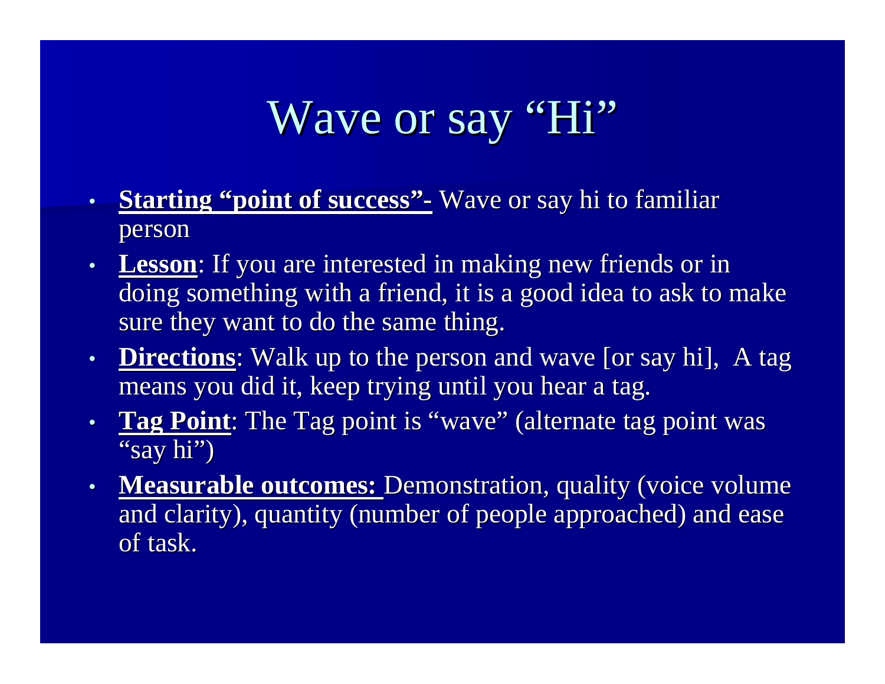# Wave or say “Hi”

- **Starting “point of success”-** Wave or say hi to familiar person
- **Lesson**: If you are interested in making new friends or in doing something with a friend, it is a good idea to ask to make sure they want to do the same thing.
- **Directions**: Walk up to the person and wave [or say hi], A tag means you did it, keep trying until you hear a tag.
- **Tag Point**: The Tag point is “wave” (alternate tag point was “say hi”)
- **Measurable outcomes:** Demonstration, quality (voice volume and clarity), quantity (number of people approached) and ease of task.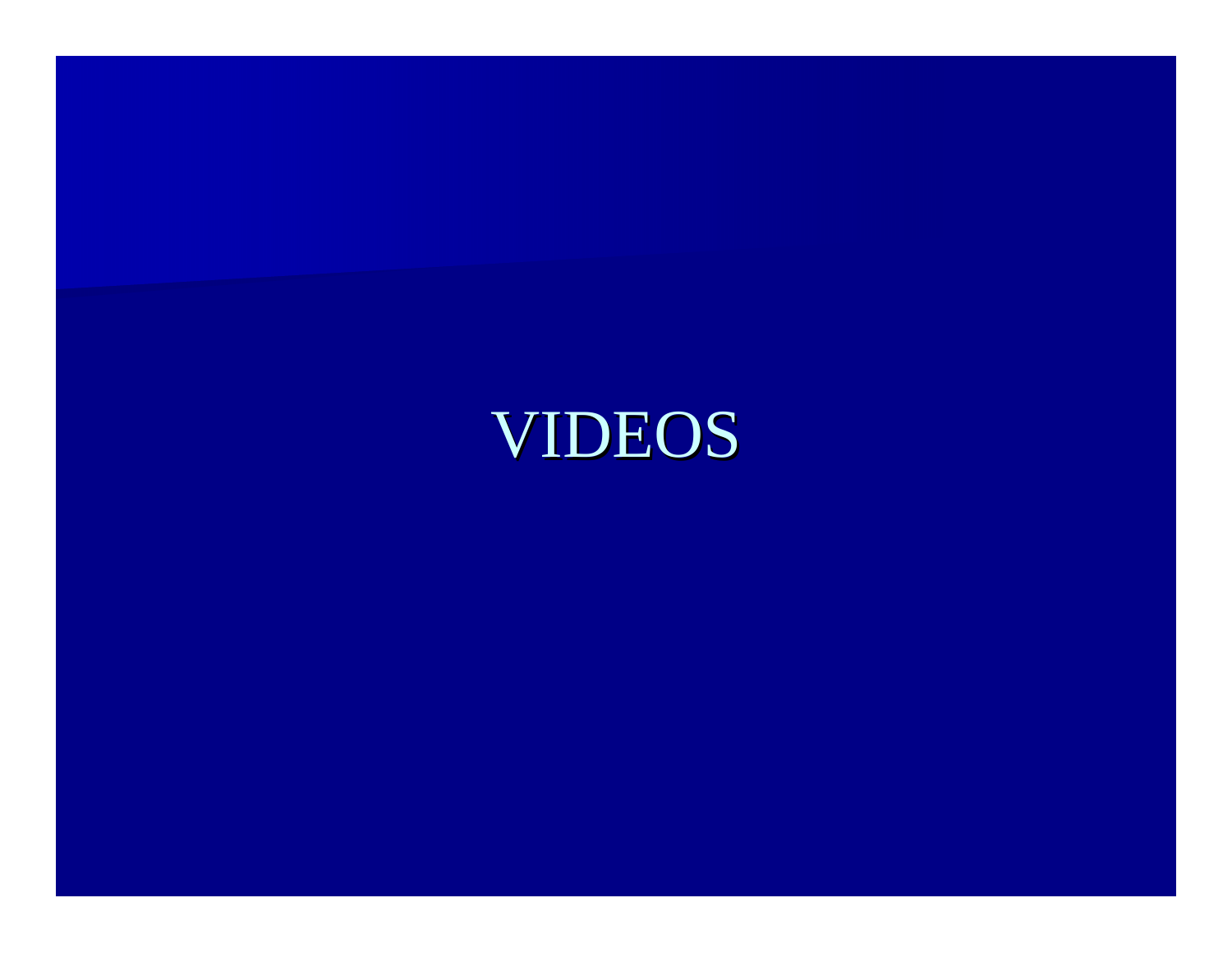# VIDEOS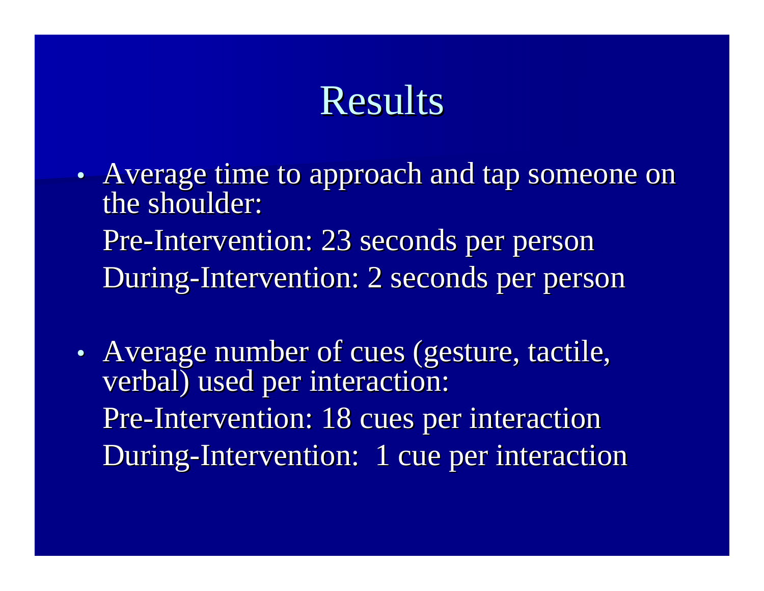# Results

- Average time to approach and tap someone on the shoulder:

  Pre-Intervention: 23 seconds per person

  During-Intervention: 2 seconds per person

- Average number of cues (gesture, tactile, verbal) used per interaction:

  Pre-Intervention: 18 cues per interaction

  During-Intervention: 1 cue per interaction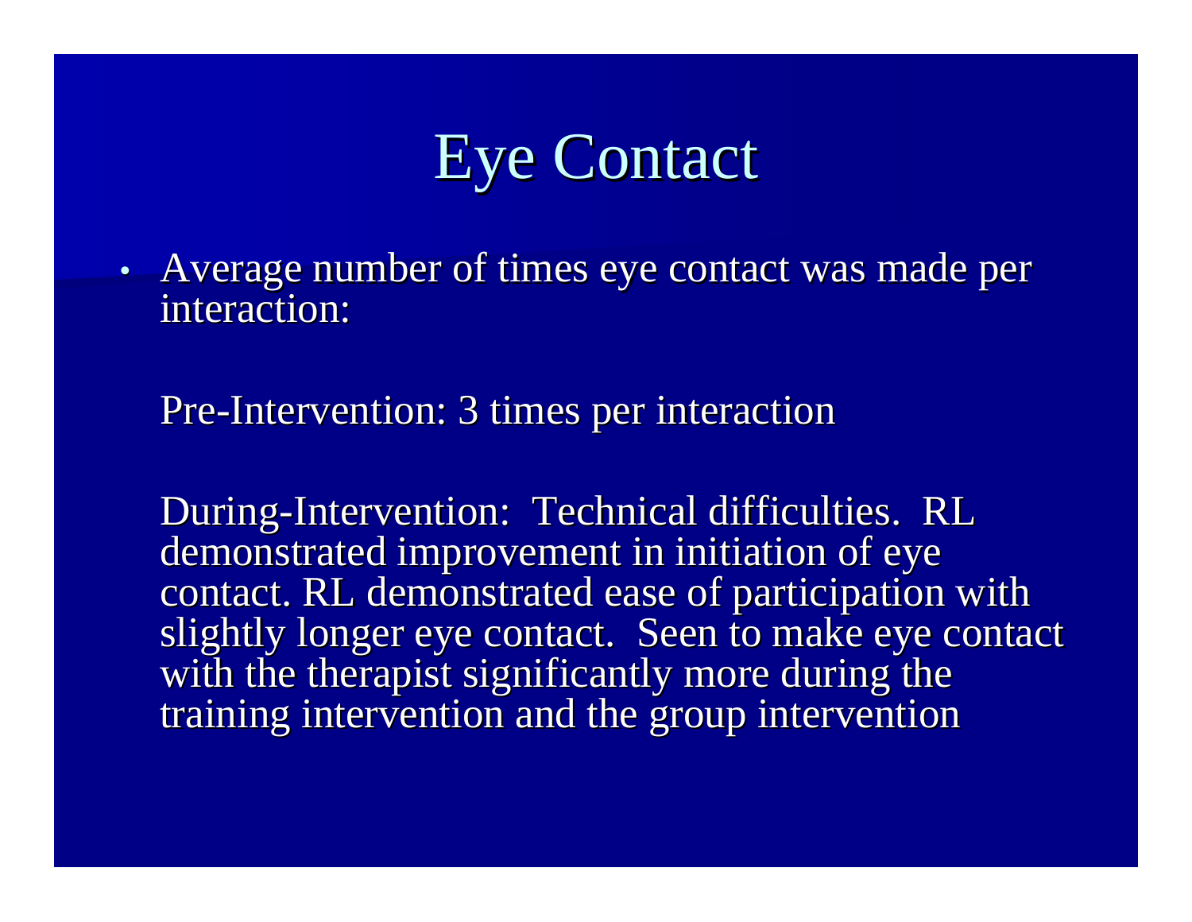# Eye Contact

- Average number of times eye contact was made per interaction:

  Pre-Intervention: 3 times per interaction

  During-Intervention: Technical difficulties. RL demonstrated improvement in initiation of eye contact. RL demonstrated ease of participation with slightly longer eye contact. Seen to make eye contact with the therapist significantly more during the training intervention and the group intervention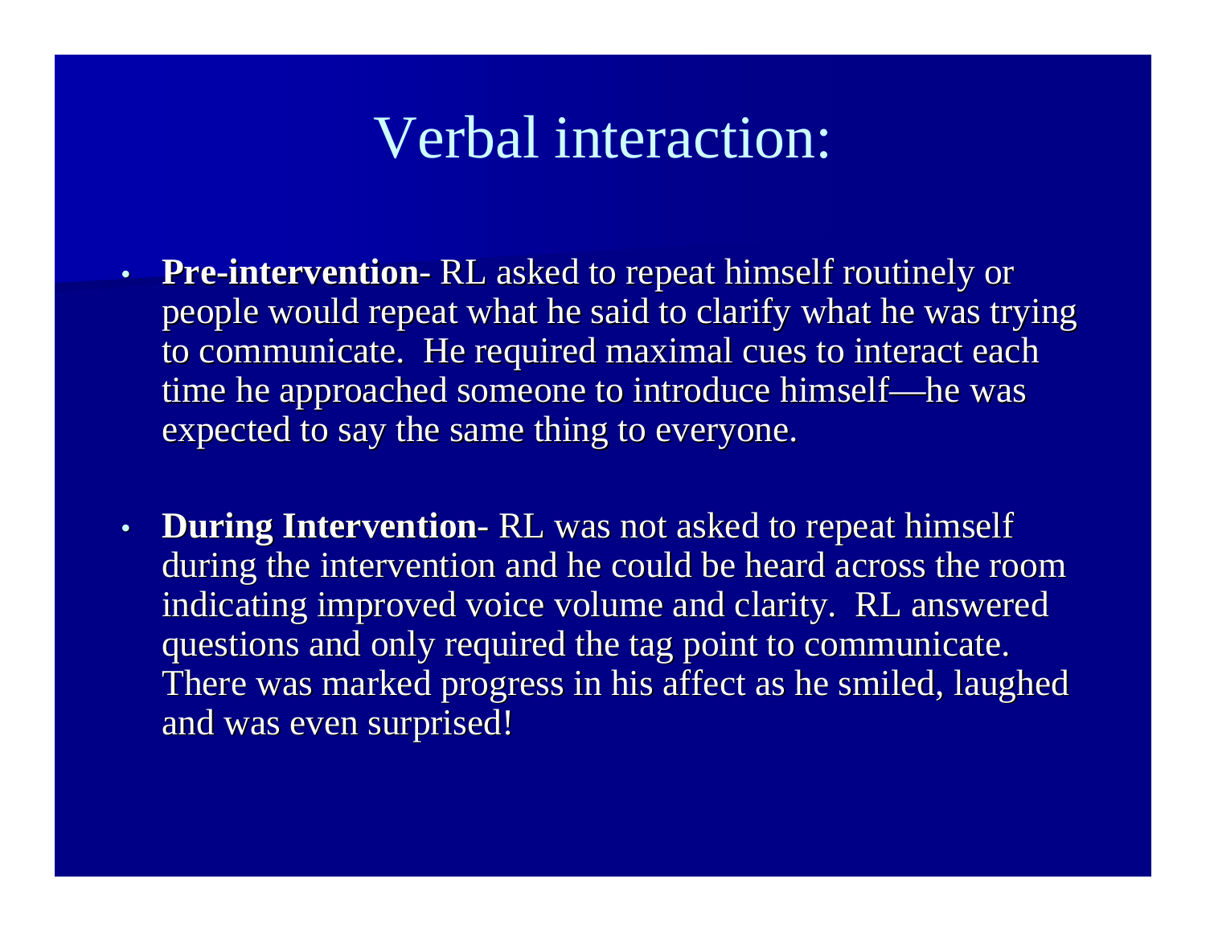# Verbal interaction:

- **Pre-intervention**- RL asked to repeat himself routinely or people would repeat what he said to clarify what he was trying to communicate. He required maximal cues to interact each time he approached someone to introduce himself—he was expected to say the same thing to everyone.

- **During Intervention**- RL was not asked to repeat himself during the intervention and he could be heard across the room indicating improved voice volume and clarity. RL answered questions and only required the tag point to communicate. There was marked progress in his affect as he smiled, laughed and was even surprised!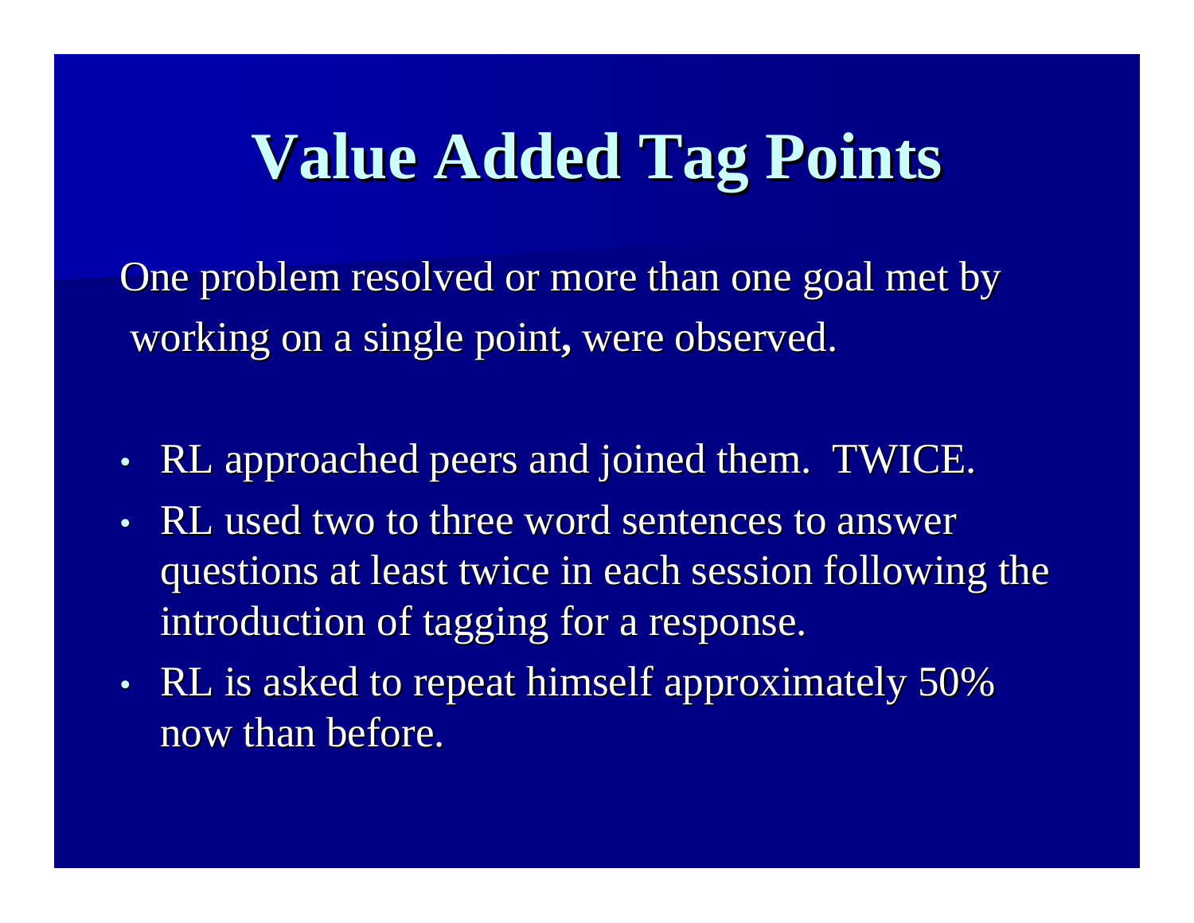# Value Added Tag Points

One problem resolved or more than one goal met by working on a single point, were observed.

- RL approached peers and joined them. TWICE.
- RL used two to three word sentences to answer questions at least twice in each session following the introduction of tagging for a response.
- RL is asked to repeat himself approximately 50% now than before.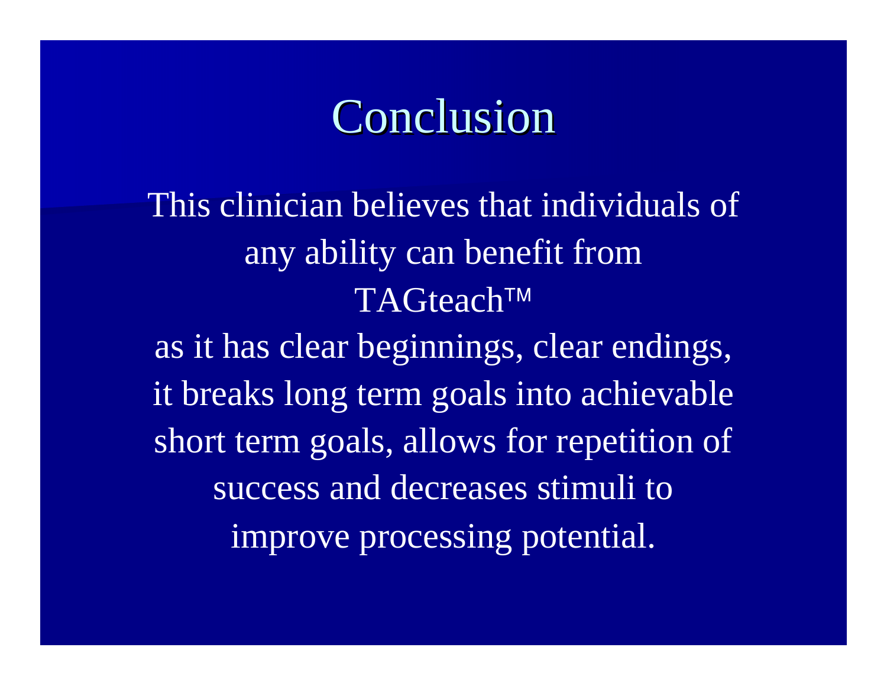# Conclusion

This clinician believes that individuals of any ability can benefit from TAGteach™ as it has clear beginnings, clear endings, it breaks long term goals into achievable short term goals, allows for repetition of success and decreases stimuli to improve processing potential.